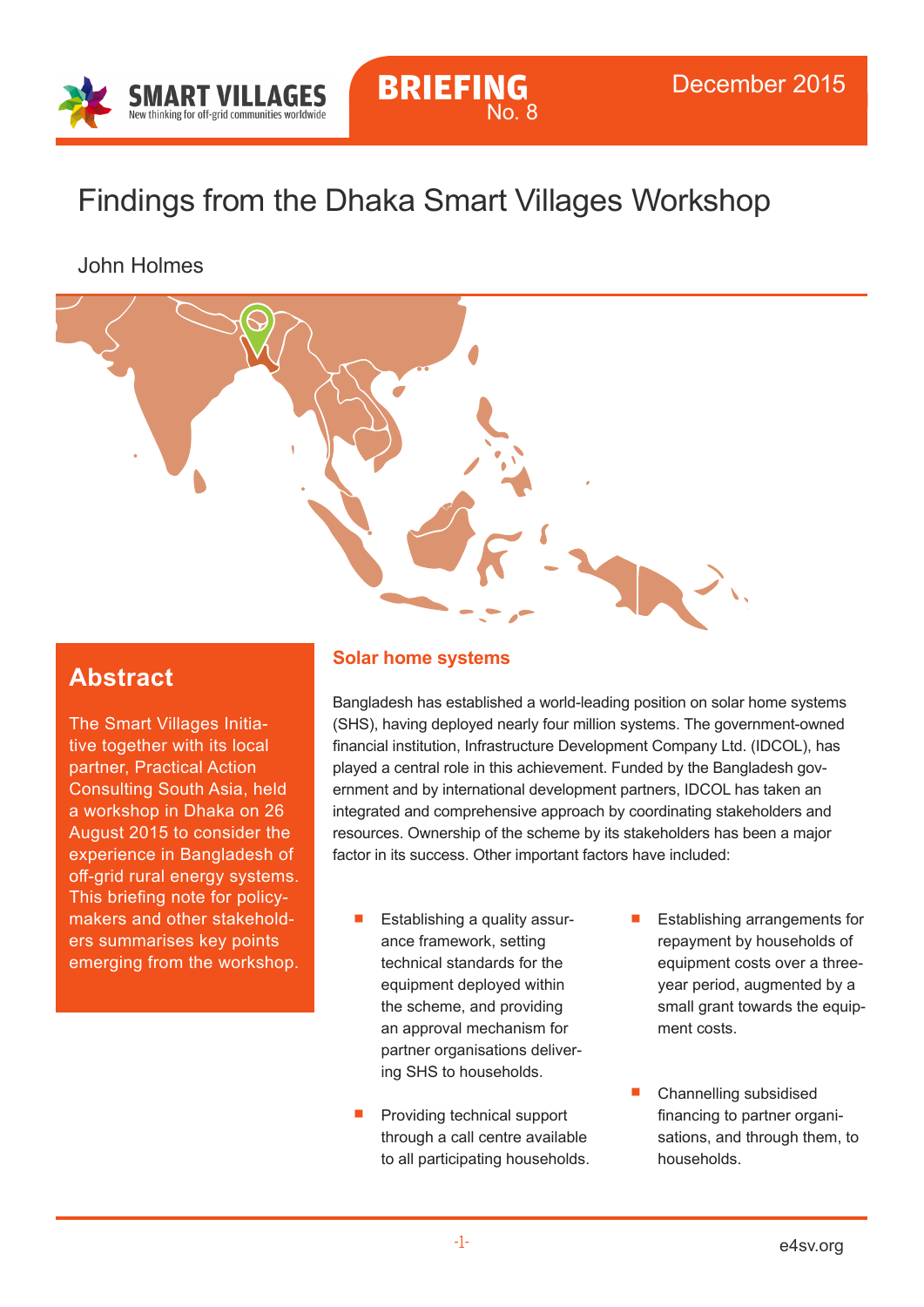SMART VILLAGES
New thinking for off-grid communities worldwide

BRIEFING No. 8

December 2015

# Findings from the Dhaka Smart Villages Workshop

John Holmes

## Abstract

The Smart Villages Initiative together with its local partner, Practical Action Consulting South Asia, held a workshop in Dhaka on 26 August 2015 to consider the experience in Bangladesh of off-grid rural energy systems. This briefing note for policy-makers and other stakeholders summarises key points emerging from the workshop.

## Solar home systems

Bangladesh has established a world-leading position on solar home systems (SHS), having deployed nearly four million systems. The government-owned financial institution, Infrastructure Development Company Ltd. (IDCOL), has played a central role in this achievement. Funded by the Bangladesh government and by international development partners, IDCOL has taken an integrated and comprehensive approach by coordinating stakeholders and resources. Ownership of the scheme by its stakeholders has been a major factor in its success. Other important factors have included:

- Establishing a quality assurance framework, setting technical standards for the equipment deployed within the scheme, and providing an approval mechanism for partner organisations delivering SHS to households.
- Providing technical support through a call centre available to all participating households.
- Establishing arrangements for repayment by households of equipment costs over a three-year period, augmented by a small grant towards the equipment costs.
- Channelling subsidised financing to partner organisations, and through them, to households.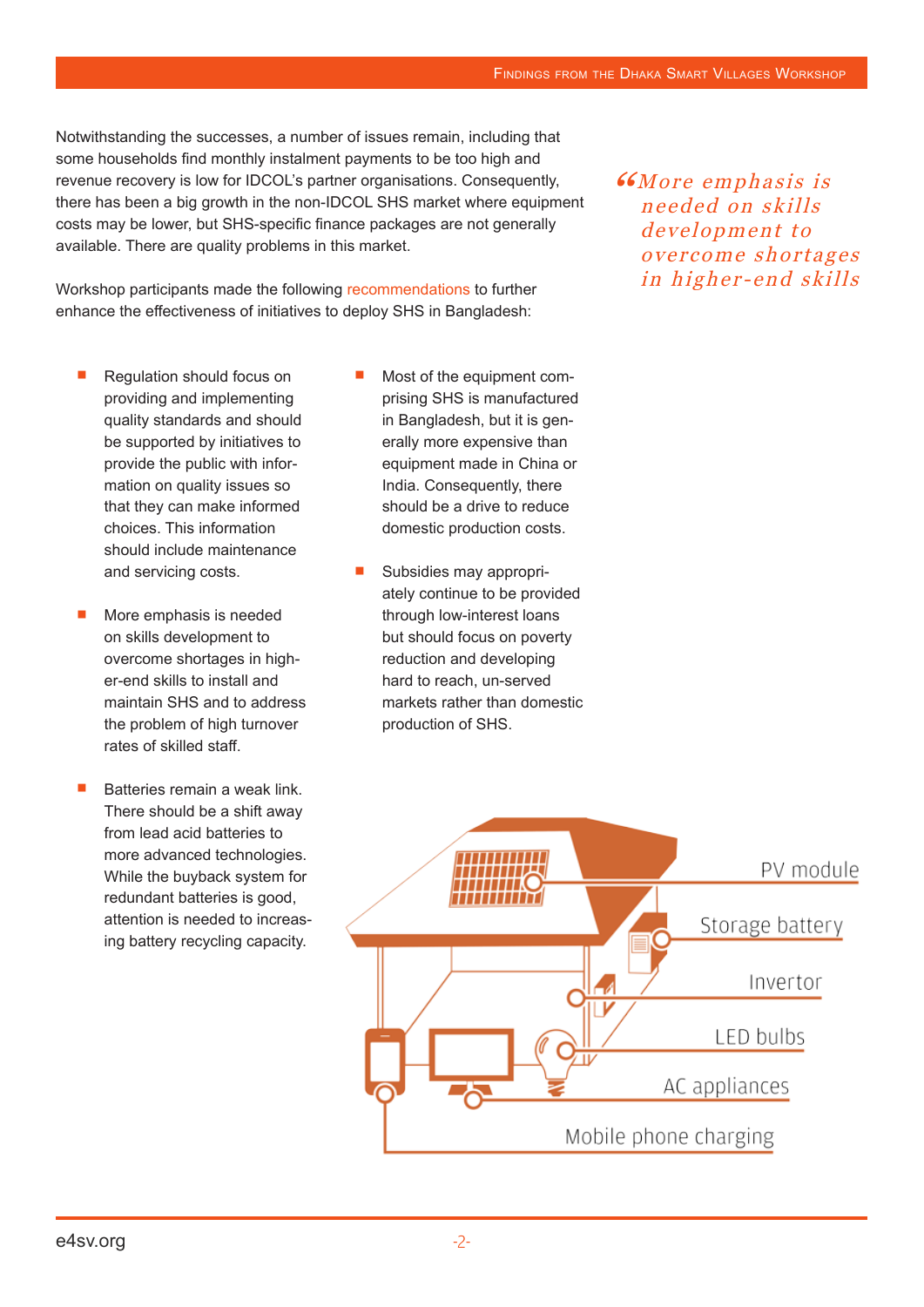Notwithstanding the successes, a number of issues remain, including that some households find monthly instalment payments to be too high and revenue recovery is low for IDCOL's partner organisations. Consequently, there has been a big growth in the non-IDCOL SHS market where equipment costs may be lower, but SHS-specific finance packages are not generally available. There are quality problems in this market.

> *"More emphasis is needed on skills development to overcome shortages in higher-end skills*

Workshop participants made the following recommendations to further enhance the effectiveness of initiatives to deploy SHS in Bangladesh:

- Regulation should focus on providing and implementing quality standards and should be supported by initiatives to provide the public with information on quality issues so that they can make informed choices. This information should include maintenance and servicing costs.
- More emphasis is needed on skills development to overcome shortages in higher-end skills to install and maintain SHS and to address the problem of high turnover rates of skilled staff.
- Batteries remain a weak link. There should be a shift away from lead acid batteries to more advanced technologies. While the buyback system for redundant batteries is good, attention is needed to increasing battery recycling capacity.
- Most of the equipment comprising SHS is manufactured in Bangladesh, but it is generally more expensive than equipment made in China or India. Consequently, there should be a drive to reduce domestic production costs.
- Subsidies may appropriately continue to be provided through low-interest loans but should focus on poverty reduction and developing hard to reach, un-served markets rather than domestic production of SHS.

PV module
Storage battery
Invertor
LED bulbs
AC appliances
Mobile phone charging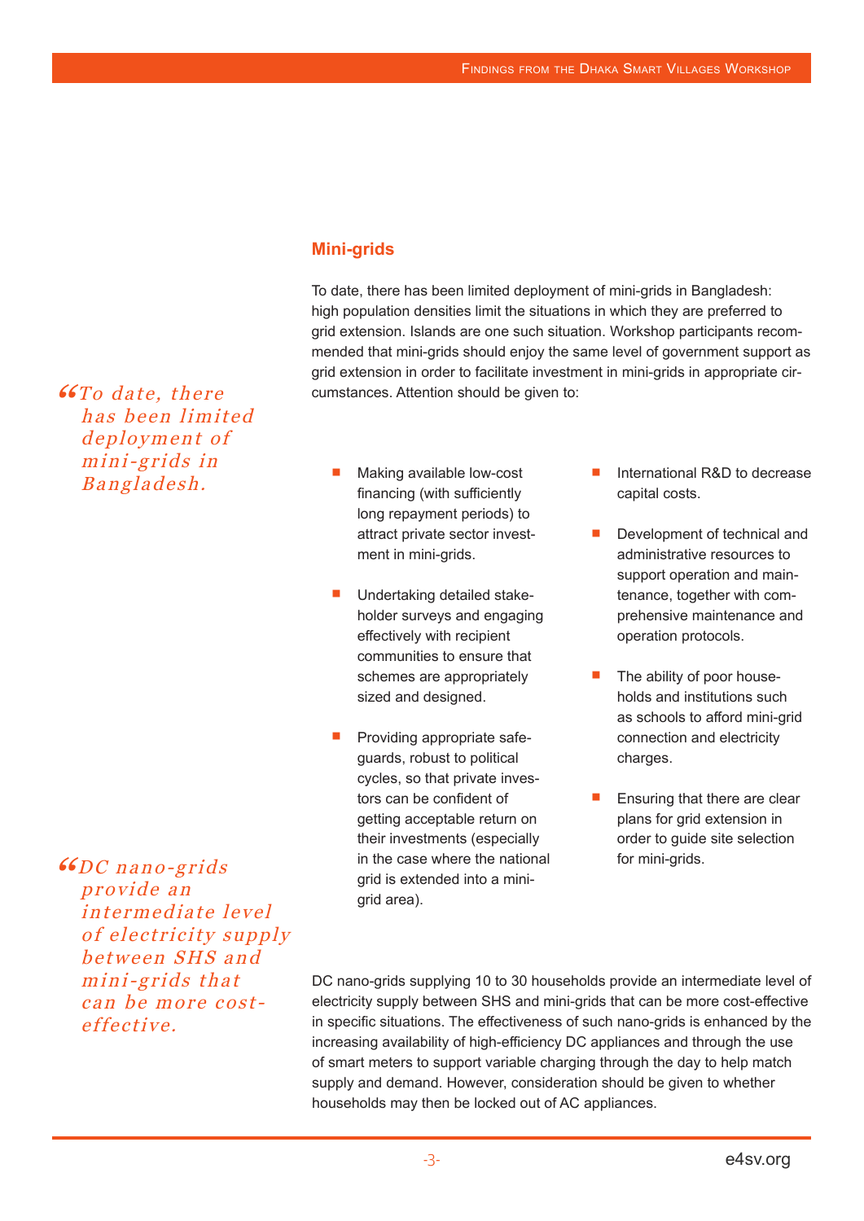## Mini-grids

To date, there has been limited deployment of mini-grids in Bangladesh: high population densities limit the situations in which they are preferred to grid extension. Islands are one such situation. Workshop participants recommended that mini-grids should enjoy the same level of government support as grid extension in order to facilitate investment in mini-grids in appropriate circumstances. Attention should be given to:

> *"To date, there has been limited deployment of mini-grids in Bangladesh.*

- Making available low-cost financing (with sufficiently long repayment periods) to attract private sector investment in mini-grids.
- Undertaking detailed stakeholder surveys and engaging effectively with recipient communities to ensure that schemes are appropriately sized and designed.
- Providing appropriate safeguards, robust to political cycles, so that private investors can be confident of getting acceptable return on their investments (especially in the case where the national grid is extended into a mini-grid area).
- International R&D to decrease capital costs.
- Development of technical and administrative resources to support operation and maintenance, together with comprehensive maintenance and operation protocols.
- The ability of poor households and institutions such as schools to afford mini-grid connection and electricity charges.
- Ensuring that there are clear plans for grid extension in order to guide site selection for mini-grids.

> *"DC nano-grids provide an intermediate level of electricity supply between SHS and mini-grids that can be more cost-effective.*

DC nano-grids supplying 10 to 30 households provide an intermediate level of electricity supply between SHS and mini-grids that can be more cost-effective in specific situations. The effectiveness of such nano-grids is enhanced by the increasing availability of high-efficiency DC appliances and through the use of smart meters to support variable charging through the day to help match supply and demand. However, consideration should be given to whether households may then be locked out of AC appliances.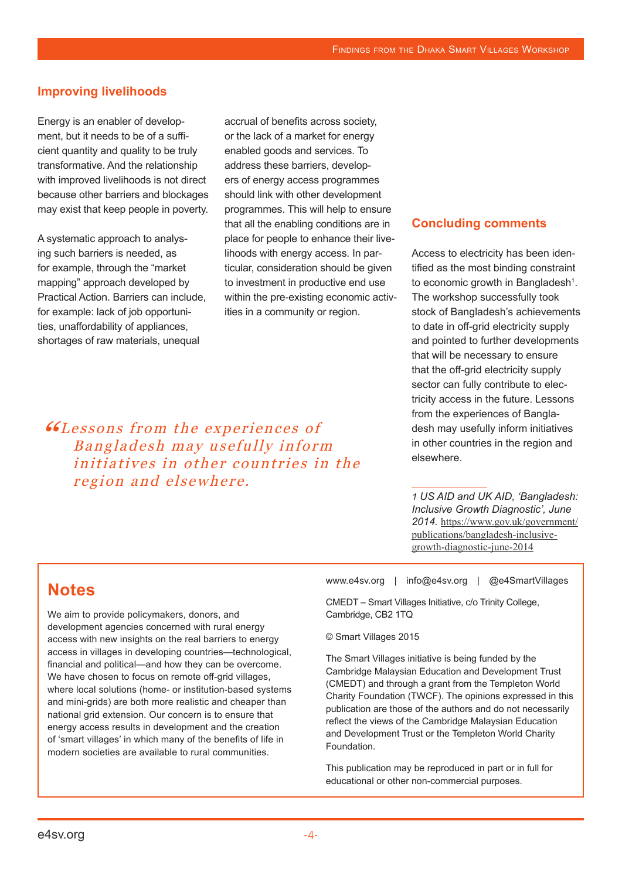## Improving livelihoods

Energy is an enabler of development, but it needs to be of a sufficient quantity and quality to be truly transformative. And the relationship with improved livelihoods is not direct because other barriers and blockages may exist that keep people in poverty.

A systematic approach to analysing such barriers is needed, as for example, through the "market mapping" approach developed by Practical Action. Barriers can include, for example: lack of job opportunities, unaffordability of appliances, shortages of raw materials, unequal accrual of benefits across society, or the lack of a market for energy enabled goods and services. To address these barriers, developers of energy access programmes should link with other development programmes. This will help to ensure that all the enabling conditions are in place for people to enhance their livelihoods with energy access. In particular, consideration should be given to investment in productive end use within the pre-existing economic activities in a community or region.

> *"Lessons from the experiences of Bangladesh may usefully inform initiatives in other countries in the region and elsewhere.*

## Concluding comments

Access to electricity has been identified as the most binding constraint to economic growth in Bangladesh[1]. The workshop successfully took stock of Bangladesh's achievements to date in off-grid electricity supply and pointed to further developments that will be necessary to ensure that the off-grid electricity supply sector can fully contribute to electricity access in the future. Lessons from the experiences of Bangladesh may usefully inform initiatives in other countries in the region and elsewhere.

---

*1 US AID and UK AID, 'Bangladesh: Inclusive Growth Diagnostic', June 2014.* https://www.gov.uk/government/publications/bangladesh-inclusive-growth-diagnostic-june-2014

## Notes

We aim to provide policymakers, donors, and development agencies concerned with rural energy access with new insights on the real barriers to energy access in villages in developing countries—technological, financial and political—and how they can be overcome. We have chosen to focus on remote off-grid villages, where local solutions (home- or institution-based systems and mini-grids) are both more realistic and cheaper than national grid extension. Our concern is to ensure that energy access results in development and the creation of 'smart villages' in which many of the benefits of life in modern societies are available to rural communities.

www.e4sv.org | info@e4sv.org | @e4SmartVillages

CMEDT – Smart Villages Initiative, c/o Trinity College, Cambridge, CB2 1TQ

© Smart Villages 2015

The Smart Villages initiative is being funded by the Cambridge Malaysian Education and Development Trust (CMEDT) and through a grant from the Templeton World Charity Foundation (TWCF). The opinions expressed in this publication are those of the authors and do not necessarily reflect the views of the Cambridge Malaysian Education and Development Trust or the Templeton World Charity Foundation.

This publication may be reproduced in part or in full for educational or other non-commercial purposes.